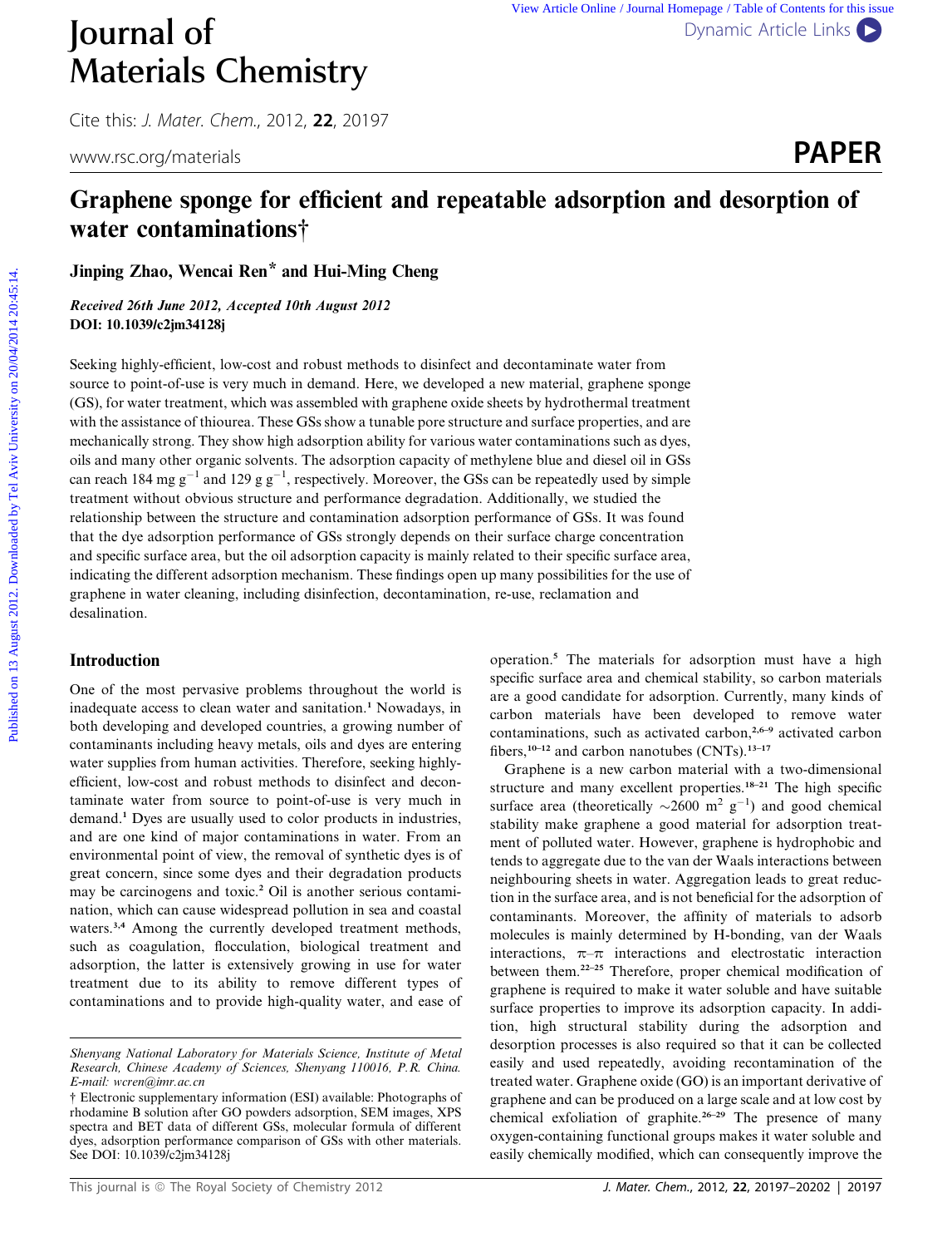# Graphene sponge for efficient and repeatable adsorption and desorption of water contaminations†

**Jinping Zhao, Wencai Ren\* and Hui-Ming Cheng**

*Received 26th June 2012, Accepted 10th August 2012*
**DOI: 10.1039/c2jm34128j**

Seeking highly-efficient, low-cost and robust methods to disinfect and decontaminate water from source to point-of-use is very much in demand. Here, we developed a new material, graphene sponge (GS), for water treatment, which was assembled with graphene oxide sheets by hydrothermal treatment with the assistance of thiourea. These GSs show a tunable pore structure and surface properties, and are mechanically strong. They show high adsorption ability for various water contaminations such as dyes, oils and many other organic solvents. The adsorption capacity of methylene blue and diesel oil in GSs can reach 184 mg $g^{-1}$ and 129 g $g^{-1}$, respectively. Moreover, the GSs can be repeatedly used by simple treatment without obvious structure and performance degradation. Additionally, we studied the relationship between the structure and contamination adsorption performance of GSs. It was found that the dye adsorption performance of GSs strongly depends on their surface charge concentration and specific surface area, but the oil adsorption capacity is mainly related to their specific surface area, indicating the different adsorption mechanism. These findings open up many possibilities for the use of graphene in water cleaning, including disinfection, decontamination, re-use, reclamation and desalination.

## Introduction

One of the most pervasive problems throughout the world is inadequate access to clean water and sanitation.[1] Nowadays, in both developing and developed countries, a growing number of contaminants including heavy metals, oils and dyes are entering water supplies from human activities. Therefore, seeking highly-efficient, low-cost and robust methods to disinfect and decontaminate water from source to point-of-use is very much in demand.[1] Dyes are usually used to color products in industries, and are one kind of major contaminations in water. From an environmental point of view, the removal of synthetic dyes is of great concern, since some dyes and their degradation products may be carcinogens and toxic.[2] Oil is another serious contamination, which can cause widespread pollution in sea and coastal waters.[3,4] Among the currently developed treatment methods, such as coagulation, flocculation, biological treatment and adsorption, the latter is extensively growing in use for water treatment due to its ability to remove different types of contaminations and to provide high-quality water, and ease of operation.[5] The materials for adsorption must have a high specific surface area and chemical stability, so carbon materials are a good candidate for adsorption. Currently, many kinds of carbon materials have been developed to remove water contaminations, such as activated carbon,[2,6–9] activated carbon fibers,[10–12] and carbon nanotubes (CNTs).[13–17]

Graphene is a new carbon material with a two-dimensional structure and many excellent properties.[18–21] The high specific surface area (theoretically ~2600 $m^2$ $g^{-1}$) and good chemical stability make graphene a good material for adsorption treatment of polluted water. However, graphene is hydrophobic and tends to aggregate due to the van der Waals interactions between neighbouring sheets in water. Aggregation leads to great reduction in the surface area, and is not beneficial for the adsorption of contaminants. Moreover, the affinity of materials to adsorb molecules is mainly determined by H-bonding, van der Waals interactions, π–π interactions and electrostatic interaction between them.[22–25] Therefore, proper chemical modification of graphene is required to make it water soluble and have suitable surface properties to improve its adsorption capacity. In addition, high structural stability during the adsorption and desorption processes is also required so that it can be collected easily and used repeatedly, avoiding recontamination of the treated water. Graphene oxide (GO) is an important derivative of graphene and can be produced on a large scale and at low cost by chemical exfoliation of graphite.[26–29] The presence of many oxygen-containing functional groups makes it water soluble and easily chemically modified, which can consequently improve the

*Shenyang National Laboratory for Materials Science, Institute of Metal Research, Chinese Academy of Sciences, Shenyang 110016, P.R. China. E-mail: wcren@imr.ac.cn*

† Electronic supplementary information (ESI) available: Photographs of rhodamine B solution after GO powders adsorption, SEM images, XPS spectra and BET data of different GSs, molecular formula of different dyes, adsorption performance comparison of GSs with other materials. See DOI: 10.1039/c2jm34128j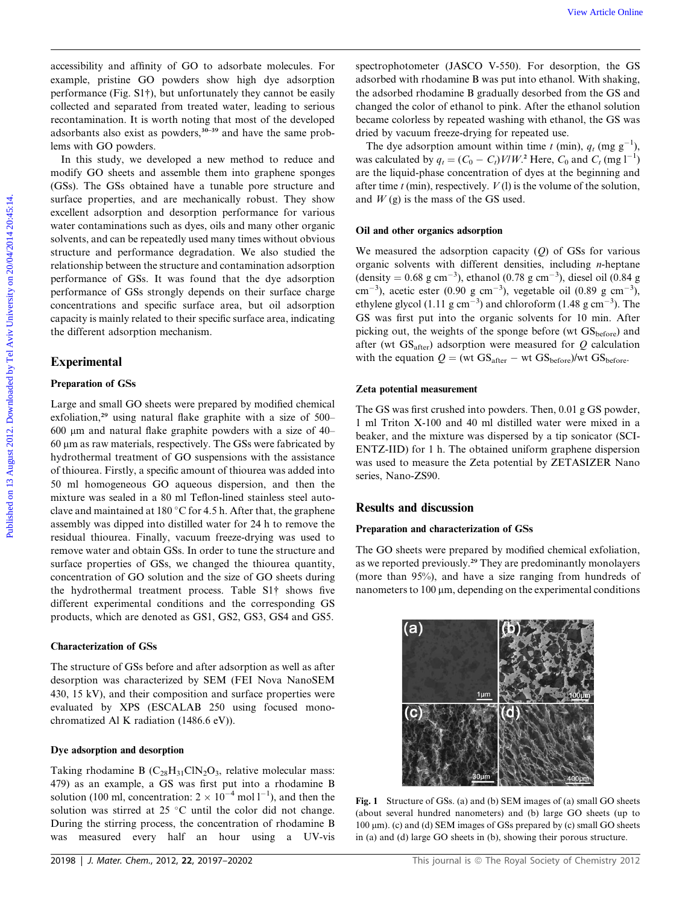accessibility and affinity of GO to adsorbate molecules. For example, pristine GO powders show high dye adsorption performance (Fig. S1†), but unfortunately they cannot be easily collected and separated from treated water, leading to serious recontamination. It is worth noting that most of the developed adsorbants also exist as powders,[30–39] and have the same problems with GO powders.

In this study, we developed a new method to reduce and modify GO sheets and assemble them into graphene sponges (GSs). The GSs obtained have a tunable pore structure and surface properties, and are mechanically robust. They show excellent adsorption and desorption performance for various water contaminations such as dyes, oils and many other organic solvents, and can be repeatedly used many times without obvious structure and performance degradation. We also studied the relationship between the structure and contamination adsorption performance of GSs. It was found that the dye adsorption performance of GSs strongly depends on their surface charge concentrations and specific surface area, but oil adsorption capacity is mainly related to their specific surface area, indicating the different adsorption mechanism.

## Experimental

### Preparation of GSs

Large and small GO sheets were prepared by modified chemical exfoliation,[29] using natural flake graphite with a size of 500–600 μm and natural flake graphite powders with a size of 40–60 μm as raw materials, respectively. The GSs were fabricated by hydrothermal treatment of GO suspensions with the assistance of thiourea. Firstly, a specific amount of thiourea was added into 50 ml homogeneous GO aqueous dispersion, and then the mixture was sealed in a 80 ml Teflon-lined stainless steel autoclave and maintained at 180 °C for 4.5 h. After that, the graphene assembly was dipped into distilled water for 24 h to remove the residual thiourea. Finally, vacuum freeze-drying was used to remove water and obtain GSs. In order to tune the structure and surface properties of GSs, we changed the thiourea quantity, concentration of GO solution and the size of GO sheets during the hydrothermal treatment process. Table S1† shows five different experimental conditions and the corresponding GS products, which are denoted as GS1, GS2, GS3, GS4 and GS5.

### Characterization of GSs

The structure of GSs before and after adsorption as well as after desorption was characterized by SEM (FEI Nova NanoSEM 430, 15 kV), and their composition and surface properties were evaluated by XPS (ESCALAB 250 using focused monochromatized Al K radiation (1486.6 eV)).

### Dye adsorption and desorption

Taking rhodamine B ($C_{28}H_{31}ClN_2O_3$, relative molecular mass: 479) as an example, a GS was first put into a rhodamine B solution (100 ml, concentration: $2 \times 10^{-4}$ mol $l^{-1}$), and then the solution was stirred at 25 °C until the color did not change. During the stirring process, the concentration of rhodamine B was measured every half an hour using a UV-vis spectrophotometer (JASCO V-550). For desorption, the GS adsorbed with rhodamine B was put into ethanol. With shaking, the adsorbed rhodamine B gradually desorbed from the GS and changed the color of ethanol to pink. After the ethanol solution became colorless by repeated washing with ethanol, the GS was dried by vacuum freeze-drying for repeated use.

The dye adsorption amount within time $t$ (min), $q_t$ (mg $g^{-1}$), was calculated by $q_t = (C_0 - C_t)V/W$.[2] Here, $C_0$ and $C_t$ (mg $l^{-1}$) are the liquid-phase concentration of dyes at the beginning and after time $t$ (min), respectively. $V$ (l) is the volume of the solution, and $W$ (g) is the mass of the GS used.

### Oil and other organics adsorption

We measured the adsorption capacity ($Q$) of GSs for various organic solvents with different densities, including $n$-heptane (density = 0.68 g $cm^{-3}$), ethanol (0.78 g $cm^{-3}$), diesel oil (0.84 g $cm^{-3}$), acetic ester (0.90 g $cm^{-3}$), vegetable oil (0.89 g $cm^{-3}$), ethylene glycol (1.11 g $cm^{-3}$) and chloroform (1.48 g $cm^{-3}$). The GS was first put into the organic solvents for 10 min. After picking out, the weights of the sponge before (wt $GS_{before}$) and after (wt $GS_{after}$) adsorption were measured for $Q$ calculation with the equation $Q = (\text{wt } GS_{after} - \text{wt } GS_{before})/\text{wt } GS_{before}$.

### Zeta potential measurement

The GS was first crushed into powders. Then, 0.01 g GS powder, 1 ml Triton X-100 and 40 ml distilled water were mixed in a beaker, and the mixture was dispersed by a tip sonicator (SCIENTZ-IID) for 1 h. The obtained uniform graphene dispersion was used to measure the Zeta potential by ZETASIZER Nano series, Nano-ZS90.

## Results and discussion

### Preparation and characterization of GSs

The GO sheets were prepared by modified chemical exfoliation, as we reported previously.[29] They are predominantly monolayers (more than 95%), and have a size ranging from hundreds of nanometers to 100 μm, depending on the experimental conditions

Fig. 1 Structure of GSs. (a) and (b) SEM images of (a) small GO sheets (about several hundred nanometers) and (b) large GO sheets (up to 100 μm). (c) and (d) SEM images of GSs prepared by (c) small GO sheets in (a) and (d) large GO sheets in (b), showing their porous structure.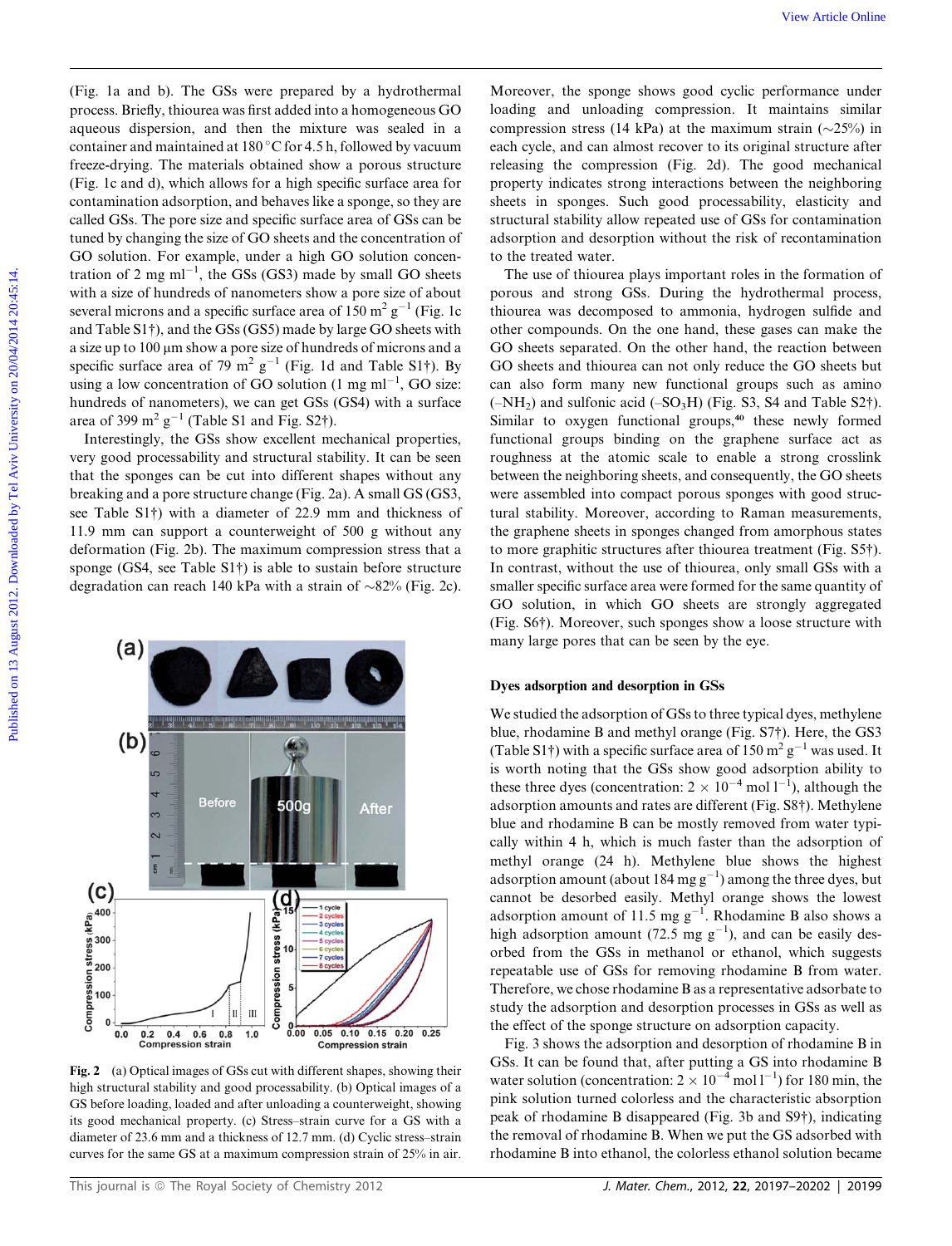(Fig. 1a and b). The GSs were prepared by a hydrothermal process. Briefly, thiourea was first added into a homogeneous GO aqueous dispersion, and then the mixture was sealed in a container and maintained at 180 °C for 4.5 h, followed by vacuum freeze-drying. The materials obtained show a porous structure (Fig. 1c and d), which allows for a high specific surface area for contamination adsorption, and behaves like a sponge, so they are called GSs. The pore size and specific surface area of GSs can be tuned by changing the size of GO sheets and the concentration of GO solution. For example, under a high GO solution concentration of 2 mg $ml^{-1}$, the GSs (GS3) made by small GO sheets with a size of hundreds of nanometers show a pore size of about several microns and a specific surface area of 150 $m^2 g^{-1}$ (Fig. 1c and Table S1†), and the GSs (GS5) made by large GO sheets with a size up to 100 μm show a pore size of hundreds of microns and a specific surface area of 79 $m^2 g^{-1}$ (Fig. 1d and Table S1†). By using a low concentration of GO solution (1 mg $ml^{-1}$, GO size: hundreds of nanometers), we can get GSs (GS4) with a surface area of 399 $m^2 g^{-1}$ (Table S1 and Fig. S2†).

Interestingly, the GSs show excellent mechanical properties, very good processability and structural stability. It can be seen that the sponges can be cut into different shapes without any breaking and a pore structure change (Fig. 2a). A small GS (GS3, see Table S1†) with a diameter of 22.9 mm and thickness of 11.9 mm can support a counterweight of 500 g without any deformation (Fig. 2b). The maximum compression stress that a sponge (GS4, see Table S1†) is able to sustain before structure degradation can reach 140 kPa with a strain of ~82% (Fig. 2c).

Fig. 2 (a) Optical images of GSs cut with different shapes, showing their high structural stability and good processability. (b) Optical images of a GS before loading, loaded and after unloading a counterweight, showing its good mechanical property. (c) Stress–strain curve for a GS with a diameter of 23.6 mm and a thickness of 12.7 mm. (d) Cyclic stress–strain curves for the same GS at a maximum compression strain of 25% in air.

Moreover, the sponge shows good cyclic performance under loading and unloading compression. It maintains similar compression stress (14 kPa) at the maximum strain (~25%) in each cycle, and can almost recover to its original structure after releasing the compression (Fig. 2d). The good mechanical property indicates strong interactions between the neighboring sheets in sponges. Such good processability, elasticity and structural stability allow repeated use of GSs for contamination adsorption and desorption without the risk of recontamination to the treated water.

The use of thiourea plays important roles in the formation of porous and strong GSs. During the hydrothermal process, thiourea was decomposed to ammonia, hydrogen sulfide and other compounds. On the one hand, these gases can make the GO sheets separated. On the other hand, the reaction between GO sheets and thiourea can not only reduce the GO sheets but can also form many new functional groups such as amino ($-NH_2$) and sulfonic acid ($-SO_3H$) (Fig. S3, S4 and Table S2†). Similar to oxygen functional groups,[40] these newly formed functional groups binding on the graphene surface act as roughness at the atomic scale to enable a strong crosslink between the neighboring sheets, and consequently, the GO sheets were assembled into compact porous sponges with good structural stability. Moreover, according to Raman measurements, the graphene sheets in sponges changed from amorphous states to more graphitic structures after thiourea treatment (Fig. S5†). In contrast, without the use of thiourea, only small GSs with a smaller specific surface area were formed for the same quantity of GO solution, in which GO sheets are strongly aggregated (Fig. S6†). Moreover, such sponges show a loose structure with many large pores that can be seen by the eye.

## Dyes adsorption and desorption in GSs

We studied the adsorption of GSs to three typical dyes, methylene blue, rhodamine B and methyl orange (Fig. S7†). Here, the GS3 (Table S1†) with a specific surface area of 150 $m^2 g^{-1}$ was used. It is worth noting that the GSs show good adsorption ability to these three dyes (concentration: $2 \times 10^{-4}$ mol $l^{-1}$), although the adsorption amounts and rates are different (Fig. S8†). Methylene blue and rhodamine B can be mostly removed from water typically within 4 h, which is much faster than the adsorption of methyl orange (24 h). Methylene blue shows the highest adsorption amount (about 184 mg $g^{-1}$) among the three dyes, but cannot be desorbed easily. Methyl orange shows the lowest adsorption amount of 11.5 mg $g^{-1}$. Rhodamine B also shows a high adsorption amount (72.5 mg $g^{-1}$), and can be easily desorbed from the GSs in methanol or ethanol, which suggests repeatable use of GSs for removing rhodamine B from water. Therefore, we chose rhodamine B as a representative adsorbate to study the adsorption and desorption processes in GSs as well as the effect of the sponge structure on adsorption capacity.

Fig. 3 shows the adsorption and desorption of rhodamine B in GSs. It can be found that, after putting a GS into rhodamine B water solution (concentration: $2 \times 10^{-4}$ mol $l^{-1}$) for 180 min, the pink solution became colorless and the characteristic absorption peak of rhodamine B disappeared (Fig. 3b and S9†), indicating the removal of rhodamine B. When we put the GS adsorbed with rhodamine B into ethanol, the colorless ethanol solution became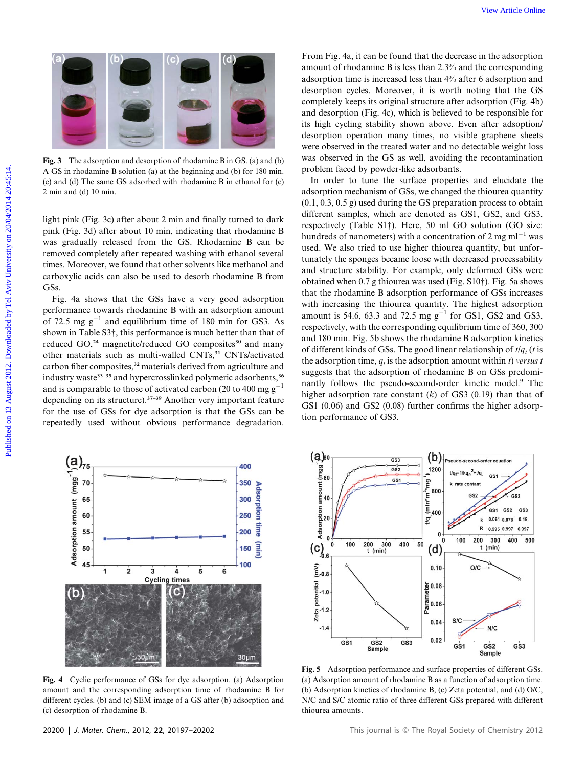Fig. 3 The adsorption and desorption of rhodamine B in GS. (a) and (b) A GS in rhodamine B solution (a) at the beginning and (b) for 180 min. (c) and (d) The same GS adsorbed with rhodamine B in ethanol for (c) 2 min and (d) 10 min.

light pink (Fig. 3c) after about 2 min and finally turned to dark pink (Fig. 3d) after about 10 min, indicating that rhodamine B was gradually released from the GS. Rhodamine B can be removed completely after repeated washing with ethanol several times. Moreover, we found that other solvents like methanol and carboxylic acids can also be used to desorb rhodamine B from GSs.

Fig. 4a shows that the GSs have a very good adsorption performance towards rhodamine B with an adsorption amount of 72.5 mg $g^{-1}$ and equilibrium time of 180 min for GS3. As shown in Table S3†, this performance is much better than that of reduced GO,[24] magnetite/reduced GO composites[30] and many other materials such as multi-walled CNTs,[31] CNTs/activated carbon fiber composites,[32] materials derived from agriculture and industry waste[33–35] and hypercrosslinked polymeric adsorbents,[36] and is comparable to those of activated carbon (20 to 400 mg $g^{-1}$ depending on its structure).[37–39] Another very important feature for the use of GSs for dye adsorption is that the GSs can be repeatedly used without obvious performance degradation.

From Fig. 4a, it can be found that the decrease in the adsorption amount of rhodamine B is less than 2.3% and the corresponding adsorption time is increased less than 4% after 6 adsorption and desorption cycles. Moreover, it is worth noting that the GS completely keeps its original structure after adsorption (Fig. 4b) and desorption (Fig. 4c), which is believed to be responsible for its high cycling stability shown above. Even after adsoption/desorption operation many times, no visible graphene sheets were observed in the treated water and no detectable weight loss was observed in the GS as well, avoiding the recontamination problem faced by powder-like adsorbants.

In order to tune the surface properties and elucidate the adsorption mechanism of GSs, we changed the thiourea quantity (0.1, 0.3, 0.5 g) used during the GS preparation process to obtain different samples, which are denoted as GS1, GS2, and GS3, respectively (Table S1†). Here, 50 ml GO solution (GO size: hundreds of nanometers) with a concentration of 2 mg $ml^{-1}$ was used. We also tried to use higher thiourea quantity, but unfortunately the sponges became loose with decreased processability and structure stability. For example, only deformed GSs were obtained when 0.7 g thiourea was used (Fig. S10†). Fig. 5a shows that the rhodamine B adsorption performance of GSs increases with increasing the thiourea quantity. The highest adsorption amount is 54.6, 63.3 and 72.5 mg $g^{-1}$ for GS1, GS2 and GS3, respectively, with the corresponding equilibrium time of 360, 300 and 180 min. Fig. 5b shows the rhodamine B adsorption kinetics of different kinds of GSs. The good linear relationship of $t/q_t$ ($t$ is the adsorption time, $q_t$ is the adsorption amount within $t$) *versus* $t$ suggests that the adsorption of rhodamine B on GSs predominantly follows the pseudo-second-order kinetic model.[9] The higher adsorption rate constant ($k$) of GS3 (0.19) than that of GS1 (0.06) and GS2 (0.08) further confirms the higher adsorption performance of GS3.

Fig. 4 Cyclic performance of GSs for dye adsorption. (a) Adsorption amount and the corresponding adsorption time of rhodamine B for different cycles. (b) and (c) SEM image of a GS after (b) adsorption and (c) desorption of rhodamine B.

Fig. 5 Adsorption performance and surface properties of different GSs. (a) Adsorption amount of rhodamine B as a function of adsorption time. (b) Adsorption kinetics of rhodamine B, (c) Zeta potential, and (d) O/C, N/C and S/C atomic ratio of three different GSs prepared with different thiourea amounts.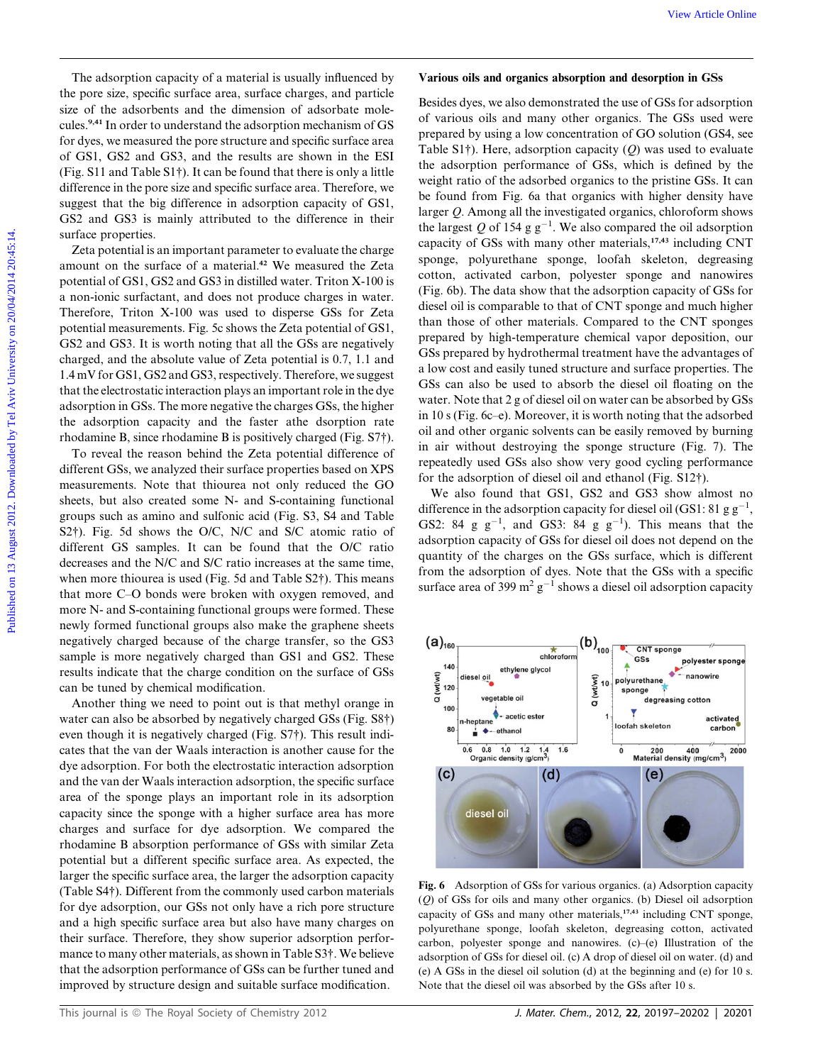The adsorption capacity of a material is usually influenced by the pore size, specific surface area, surface charges, and particle size of the adsorbents and the dimension of adsorbate molecules.[9,41] In order to understand the adsorption mechanism of GS for dyes, we measured the pore structure and specific surface area of GS1, GS2 and GS3, and the results are shown in the ESI (Fig. S11 and Table S1†). It can be found that there is only a little difference in the pore size and specific surface area. Therefore, we suggest that the big difference in adsorption capacity of GS1, GS2 and GS3 is mainly attributed to the difference in their surface properties.

Zeta potential is an important parameter to evaluate the charge amount on the surface of a material.[42] We measured the Zeta potential of GS1, GS2 and GS3 in distilled water. Triton X-100 is a non-ionic surfactant, and does not produce charges in water. Therefore, Triton X-100 was used to disperse GSs for Zeta potential measurements. Fig. 5c shows the Zeta potential of GS1, GS2 and GS3. It is worth noting that all the GSs are negatively charged, and the absolute value of Zeta potential is 0.7, 1.1 and 1.4 mV for GS1, GS2 and GS3, respectively. Therefore, we suggest that the electrostatic interaction plays an important role in the dye adsorption in GSs. The more negative the charges GSs, the higher the adsorption capacity and the faster athe dsorption rate rhodamine B, since rhodamine B is positively charged (Fig. S7†).

To reveal the reason behind the Zeta potential difference of different GSs, we analyzed their surface properties based on XPS measurements. Note that thiourea not only reduced the GO sheets, but also created some N- and S-containing functional groups such as amino and sulfonic acid (Fig. S3, S4 and Table S2†). Fig. 5d shows the O/C, N/C and S/C atomic ratio of different GS samples. It can be found that the O/C ratio decreases and the N/C and S/C ratio increases at the same time, when more thiourea is used (Fig. 5d and Table S2†). This means that more C–O bonds were broken with oxygen removed, and more N- and S-containing functional groups were formed. These newly formed functional groups also make the graphene sheets negatively charged because of the charge transfer, so the GS3 sample is more negatively charged than GS1 and GS2. These results indicate that the charge condition on the surface of GSs can be tuned by chemical modification.

Another thing we need to point out is that methyl orange in water can also be absorbed by negatively charged GSs (Fig. S8†) even though it is negatively charged (Fig. S7†). This result indicates that the van der Waals interaction is another cause for the dye adsorption. For both the electrostatic interaction adsorption and the van der Waals interaction adsorption, the specific surface area of the sponge plays an important role in its adsorption capacity since the sponge with a higher surface area has more charges and surface for dye adsorption. We compared the rhodamine B absorption performance of GSs with similar Zeta potential but a different specific surface area. As expected, the larger the specific surface area, the larger the adsorption capacity (Table S4†). Different from the commonly used carbon materials for dye adsorption, our GSs not only have a rich pore structure and a high specific surface area but also have many charges on their surface. Therefore, they show superior adsorption performance to many other materials, as shown in Table S3†. We believe that the adsorption performance of GSs can be further tuned and improved by structure design and suitable surface modification.

## Various oils and organics absorption and desorption in GSs

Besides dyes, we also demonstrated the use of GSs for adsorption of various oils and many other organics. The GSs used were prepared by using a low concentration of GO solution (GS4, see Table S1†). Here, adsorption capacity ($Q$) was used to evaluate the adsorption performance of GSs, which is defined by the weight ratio of the adsorbed organics to the pristine GSs. It can be found from Fig. 6a that organics with higher density have larger $Q$. Among all the investigated organics, chloroform shows the largest $Q$ of 154 g g$^{-1}$. We also compared the oil adsorption capacity of GSs with many other materials,[17,43] including CNT sponge, polyurethane sponge, loofah skeleton, degreasing cotton, activated carbon, polyester sponge and nanowires (Fig. 6b). The data show that the adsorption capacity of GSs for diesel oil is comparable to that of CNT sponge and much higher than those of other materials. Compared to the CNT sponges prepared by high-temperature chemical vapor deposition, our GSs prepared by hydrothermal treatment have the advantages of a low cost and easily tuned structure and surface properties. The GSs can also be used to absorb the diesel oil floating on the water. Note that 2 g of diesel oil on water can be absorbed by GSs in 10 s (Fig. 6c–e). Moreover, it is worth noting that the adsorbed oil and other organic solvents can be easily removed by burning in air without destroying the sponge structure (Fig. 7). The repeatedly used GSs also show very good cycling performance for the adsorption of diesel oil and ethanol (Fig. S12†).

We also found that GS1, GS2 and GS3 show almost no difference in the adsorption capacity for diesel oil (GS1: 81 g g$^{-1}$, GS2: 84 g g$^{-1}$, and GS3: 84 g g$^{-1}$). This means that the adsorption capacity of GSs for diesel oil does not depend on the quantity of the charges on the GSs surface, which is different from the adsorption of dyes. Note that the GSs with a specific surface area of 399 m$^2$ g$^{-1}$ shows a diesel oil adsorption capacity

**Fig. 6** Adsorption of GSs for various organics. (a) Adsorption capacity ($Q$) of GSs for oils and many other organics. (b) Diesel oil adsorption capacity of GSs and many other materials,[17,43] including CNT sponge, polyurethane sponge, loofah skeleton, degreasing cotton, activated carbon, polyester sponge and nanowires. (c)–(e) Illustration of the adsorption of GSs for diesel oil. (c) A drop of diesel oil on water. (d) and (e) A GSs in the diesel oil solution (d) at the beginning and (e) for 10 s. Note that the diesel oil was absorbed by the GSs after 10 s.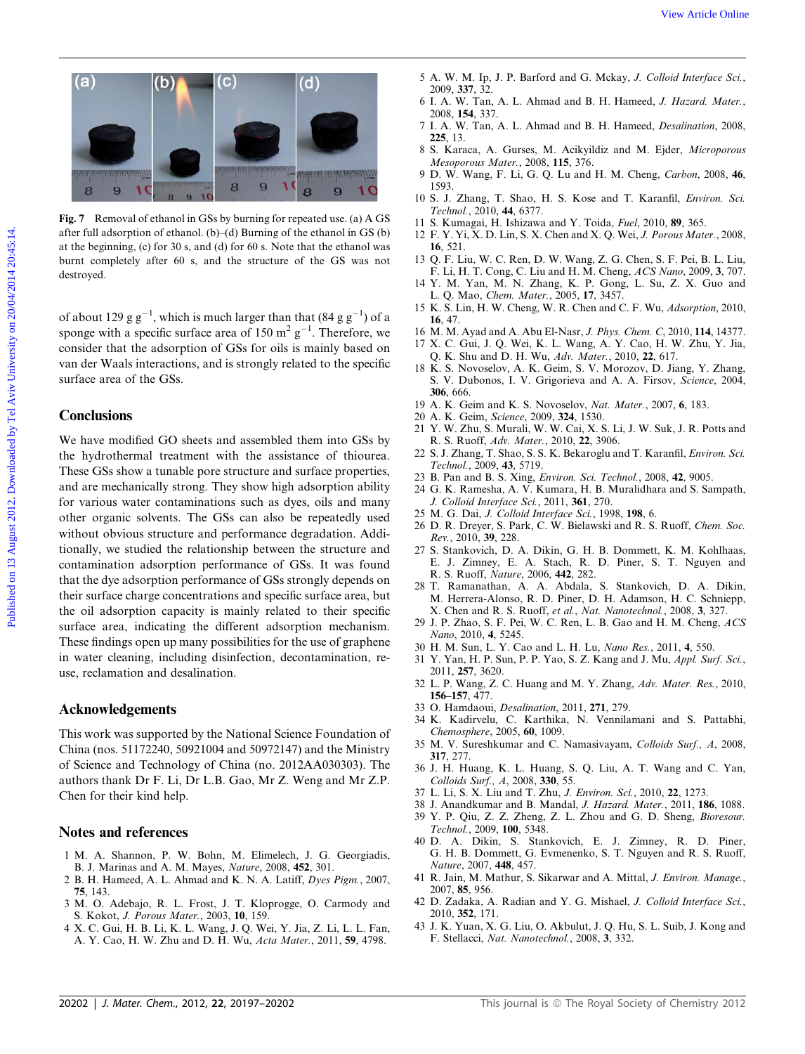Fig. 7 Removal of ethanol in GSs by burning for repeated use. (a) A GS after full adsorption of ethanol. (b)–(d) Burning of the ethanol in GS (b) at the beginning, (c) for 30 s, and (d) for 60 s. Note that the ethanol was burnt completely after 60 s, and the structure of the GS was not destroyed.

of about 129 g $g^{-1}$, which is much larger than that (84 g $g^{-1}$) of a sponge with a specific surface area of 150 $m^2$ $g^{-1}$. Therefore, we consider that the adsorption of GSs for oils is mainly based on van der Waals interactions, and is strongly related to the specific surface area of the GSs.

## Conclusions

We have modified GO sheets and assembled them into GSs by the hydrothermal treatment with the assistance of thiourea. These GSs show a tunable pore structure and surface properties, and are mechanically strong. They show high adsorption ability for various water contaminations such as dyes, oils and many other organic solvents. The GSs can also be repeatedly used without obvious structure and performance degradation. Additionally, we studied the relationship between the structure and contamination adsorption performance of GSs. It was found that the dye adsorption performance of GSs strongly depends on their surface charge concentrations and specific surface area, but the oil adsorption capacity is mainly related to their specific surface area, indicating the different adsorption mechanism. These findings open up many possibilities for the use of graphene in water cleaning, including disinfection, decontamination, re-use, reclamation and desalination.

## Acknowledgements

This work was supported by the National Science Foundation of China (nos. 51172240, 50921004 and 50972147) and the Ministry of Science and Technology of China (no. 2012AA030303). The authors thank Dr F. Li, Dr L.B. Gao, Mr Z. Weng and Mr Z.P. Chen for their kind help.

## Notes and references

1 M. A. Shannon, P. W. Bohn, M. Elimelech, J. G. Georgiadis, B. J. Marinas and A. M. Mayes, *Nature*, 2008, **452**, 301.
2 B. H. Hameed, A. L. Ahmad and K. N. A. Latiff, *Dyes Pigm.*, 2007, **75**, 143.
3 M. O. Adebajo, R. L. Frost, J. T. Kloprogge, O. Carmody and S. Kokot, *J. Porous Mater.*, 2003, **10**, 159.
4 X. C. Gui, H. B. Li, K. L. Wang, J. Q. Wei, Y. Jia, Z. Li, L. L. Fan, A. Y. Cao, H. W. Zhu and D. H. Wu, *Acta Mater.*, 2011, **59**, 4798.
5 A. W. M. Ip, J. P. Barford and G. Mckay, *J. Colloid Interface Sci.*, 2009, **337**, 32.
6 I. A. W. Tan, A. L. Ahmad and B. H. Hameed, *J. Hazard. Mater.*, 2008, **154**, 337.
7 I. A. W. Tan, A. L. Ahmad and B. H. Hameed, *Desalination*, 2008, **225**, 13.
8 S. Karaca, A. Gurses, M. Acikyildiz and M. Ejder, *Microporous Mesoporous Mater.*, 2008, **115**, 376.
9 D. W. Wang, F. Li, G. Q. Lu and H. M. Cheng, *Carbon*, 2008, **46**, 1593.
10 S. J. Zhang, T. Shao, H. S. Kose and T. Karanfil, *Environ. Sci. Technol.*, 2010, **44**, 6377.
11 S. Kumagai, H. Ishizawa and Y. Toida, *Fuel*, 2010, **89**, 365.
12 F. Y. Yi, X. D. Lin, S. X. Chen and X. Q. Wei, *J. Porous Mater.*, 2008, **16**, 521.
13 Q. F. Liu, W. C. Ren, D. W. Wang, Z. G. Chen, S. F. Pei, B. L. Liu, F. Li, H. T. Cong, C. Liu and H. M. Cheng, *ACS Nano*, 2009, **3**, 707.
14 Y. M. Yan, M. N. Zhang, K. P. Gong, L. Su, Z. X. Guo and L. Q. Mao, *Chem. Mater.*, 2005, **17**, 3457.
15 K. S. Lin, H. W. Cheng, W. R. Chen and C. F. Wu, *Adsorption*, 2010, **16**, 47.
16 M. M. Ayad and A. Abu El-Nasr, *J. Phys. Chem. C*, 2010, **114**, 14377.
17 X. C. Gui, J. Q. Wei, K. L. Wang, A. Y. Cao, H. W. Zhu, Y. Jia, Q. K. Shu and D. H. Wu, *Adv. Mater.*, 2010, **22**, 617.
18 K. S. Novoselov, A. K. Geim, S. V. Morozov, D. Jiang, Y. Zhang, S. V. Dubonos, I. V. Grigorieva and A. A. Firsov, *Science*, 2004, **306**, 666.
19 A. K. Geim and K. S. Novoselov, *Nat. Mater.*, 2007, **6**, 183.
20 A. K. Geim, *Science*, 2009, **324**, 1530.
21 Y. W. Zhu, S. Murali, W. W. Cai, X. S. Li, J. W. Suk, J. R. Potts and R. S. Ruoff, *Adv. Mater.*, 2010, **22**, 3906.
22 S. J. Zhang, T. Shao, S. S. K. Bekaroglu and T. Karanfil, *Environ. Sci. Technol.*, 2009, **43**, 5719.
23 B. Pan and B. S. Xing, *Environ. Sci. Technol.*, 2008, **42**, 9005.
24 G. K. Ramesha, A. V. Kumara, H. B. Muralidhara and S. Sampath, *J. Colloid Interface Sci.*, 2011, **361**, 270.
25 M. G. Dai, *J. Colloid Interface Sci.*, 1998, **198**, 6.
26 D. R. Dreyer, S. Park, C. W. Bielawski and R. S. Ruoff, *Chem. Soc. Rev.*, 2010, **39**, 228.
27 S. Stankovich, D. A. Dikin, G. H. B. Dommett, K. M. Kohlhaas, E. J. Zimney, E. A. Stach, R. D. Piner, S. T. Nguyen and R. S. Ruoff, *Nature*, 2006, **442**, 282.
28 T. Ramanathan, A. A. Abdala, S. Stankovich, D. A. Dikin, M. Herrera-Alonso, R. D. Piner, D. H. Adamson, H. C. Schniepp, X. Chen and R. S. Ruoff, *et al.*, *Nat. Nanotechnol.*, 2008, **3**, 327.
29 J. P. Zhao, S. F. Pei, W. C. Ren, L. B. Gao and H. M. Cheng, *ACS Nano*, 2010, **4**, 5245.
30 H. M. Sun, L. Y. Cao and L. H. Lu, *Nano Res.*, 2011, **4**, 550.
31 Y. Yan, H. P. Sun, P. P. Yao, S. Z. Kang and J. Mu, *Appl. Surf. Sci.*, 2011, **257**, 3620.
32 L. P. Wang, Z. C. Huang and M. Y. Zhang, *Adv. Mater. Res.*, 2010, **156–157**, 477.
33 O. Hamdaoui, *Desalination*, 2011, **271**, 279.
34 K. Kadirvelu, C. Karthika, N. Vennilamani and S. Pattabhi, *Chemosphere*, 2005, **60**, 1009.
35 M. V. Sureshkumar and C. Namasivayam, *Colloids Surf., A*, 2008, **317**, 277.
36 J. H. Huang, K. L. Huang, S. Q. Liu, A. T. Wang and C. Yan, *Colloids Surf., A*, 2008, **330**, 55.
37 L. Li, S. X. Liu and T. Zhu, *J. Environ. Sci.*, 2010, **22**, 1273.
38 J. Anandkumar and B. Mandal, *J. Hazard. Mater.*, 2011, **186**, 1088.
39 Y. P. Qiu, Z. Z. Zheng, Z. L. Zhou and G. D. Sheng, *Bioresour. Technol.*, 2009, **100**, 5348.
40 D. A. Dikin, S. Stankovich, E. J. Zimney, R. D. Piner, G. H. B. Dommett, G. Evmenenko, S. T. Nguyen and R. S. Ruoff, *Nature*, 2007, **448**, 457.
41 R. Jain, M. Mathur, S. Sikarwar and A. Mittal, *J. Environ. Manage.*, 2007, **85**, 956.
42 D. Zadaka, A. Radian and Y. G. Mishael, *J. Colloid Interface Sci.*, 2010, **352**, 171.
43 J. K. Yuan, X. G. Liu, O. Akbulut, J. Q. Hu, S. L. Suib, J. Kong and F. Stellacci, *Nat. Nanotechnol.*, 2008, **3**, 332.